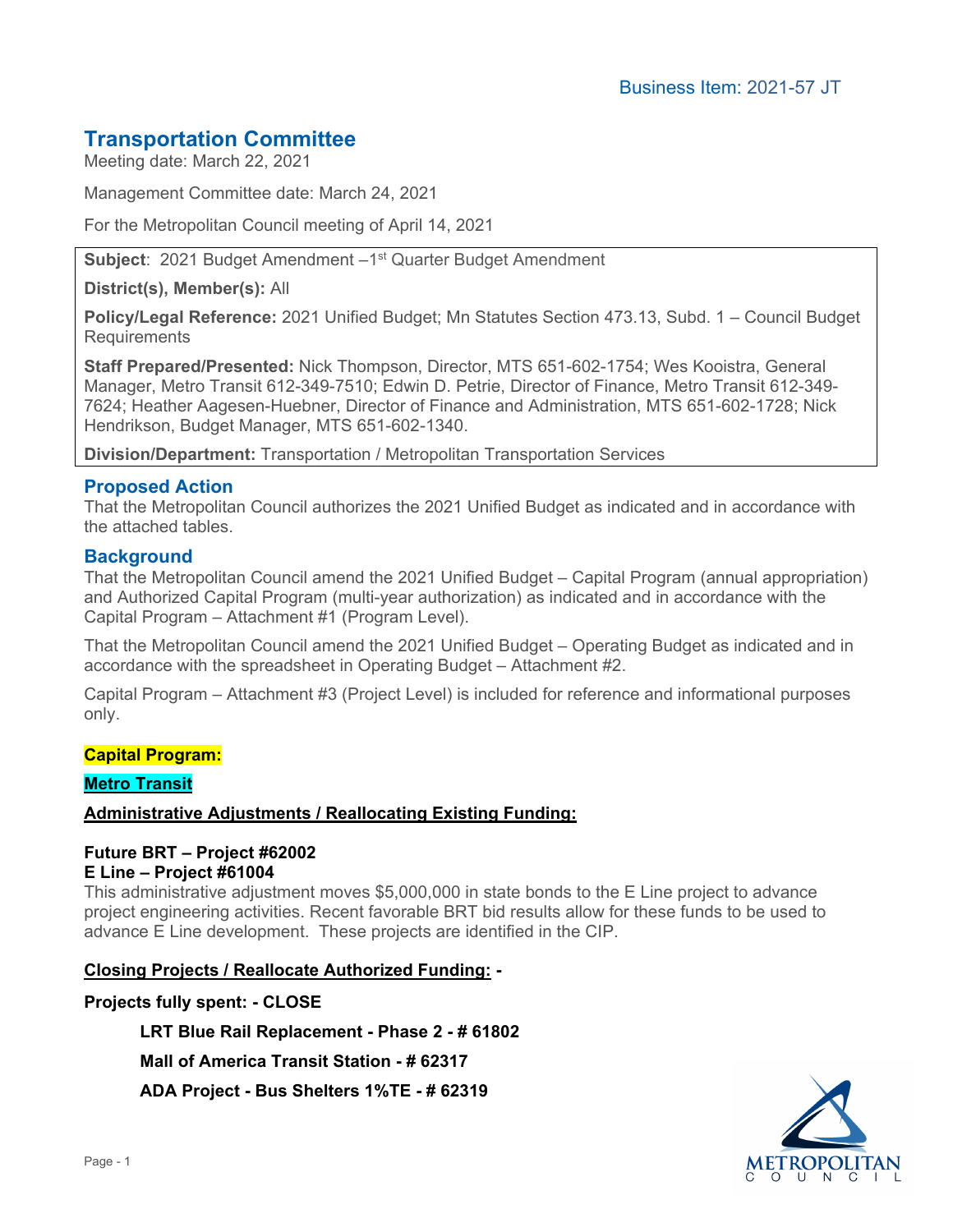Business Item: 2021-57 JT

# Transportation Committee

Meeting date: March 22, 2021

Management Committee date: March 24, 2021

For the Metropolitan Council meeting of April 14, 2021

**Subject**: 2021 Budget Amendment –1st Quarter Budget Amendment

**District(s), Member(s):** All

**Policy/Legal Reference:** 2021 Unified Budget; Mn Statutes Section 473.13, Subd. 1 – Council Budget Requirements

**Staff Prepared/Presented:** Nick Thompson, Director, MTS 651-602-1754; Wes Kooistra, General Manager, Metro Transit 612-349-7510; Edwin D. Petrie, Director of Finance, Metro Transit 612-349-7624; Heather Aagesen-Huebner, Director of Finance and Administration, MTS 651-602-1728; Nick Hendrikson, Budget Manager, MTS 651-602-1340.

**Division/Department:** Transportation / Metropolitan Transportation Services

## Proposed Action

That the Metropolitan Council authorizes the 2021 Unified Budget as indicated and in accordance with the attached tables.

## Background

That the Metropolitan Council amend the 2021 Unified Budget – Capital Program (annual appropriation) and Authorized Capital Program (multi-year authorization) as indicated and in accordance with the Capital Program – Attachment #1 (Program Level).

That the Metropolitan Council amend the 2021 Unified Budget – Operating Budget as indicated and in accordance with the spreadsheet in Operating Budget – Attachment #2.

Capital Program – Attachment #3 (Project Level) is included for reference and informational purposes only.

**Capital Program:**

**Metro Transit**

**Administrative Adjustments / Reallocating Existing Funding:**

**Future BRT – Project #62002**
**E Line – Project #61004**

This administrative adjustment moves $5,000,000 in state bonds to the E Line project to advance project engineering activities. Recent favorable BRT bid results allow for these funds to be used to advance E Line development. These projects are identified in the CIP.

**Closing Projects / Reallocate Authorized Funding: -**

**Projects fully spent: - CLOSE**

- **LRT Blue Rail Replacement - Phase 2 - # 61802**
- **Mall of America Transit Station - # 62317**
- **ADA Project - Bus Shelters 1%TE - # 62319**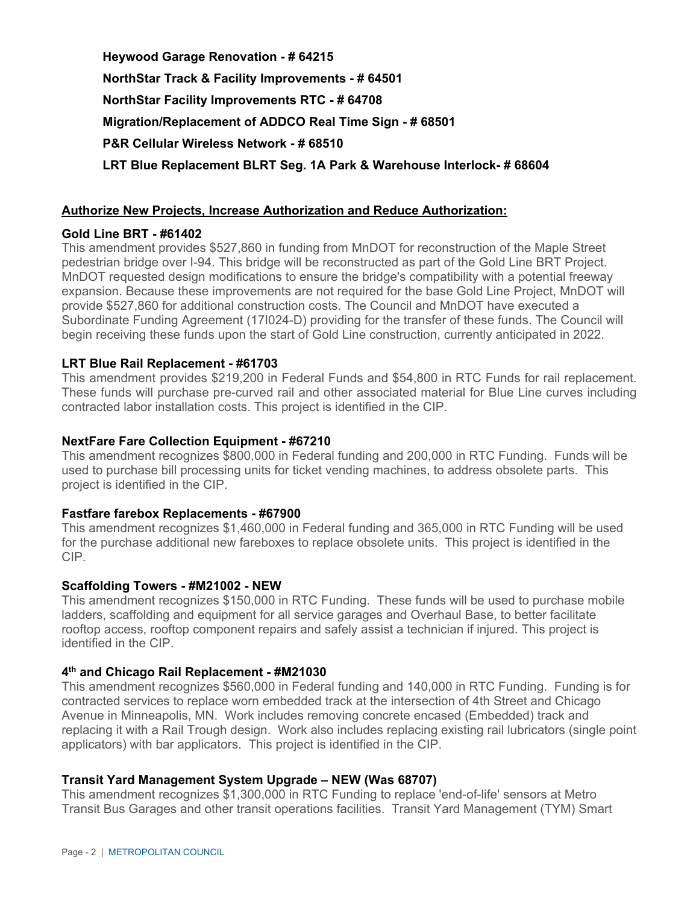**Heywood Garage Renovation - # 64215**

**NorthStar Track & Facility Improvements - # 64501**

**NorthStar Facility Improvements RTC - # 64708**

**Migration/Replacement of ADDCO Real Time Sign - # 68501**

**P&R Cellular Wireless Network - # 68510**

**LRT Blue Replacement BLRT Seg. 1A Park & Warehouse Interlock- # 68604**

**Authorize New Projects, Increase Authorization and Reduce Authorization:**

**Gold Line BRT - #61402**

This amendment provides $527,860 in funding from MnDOT for reconstruction of the Maple Street pedestrian bridge over I-94. This bridge will be reconstructed as part of the Gold Line BRT Project. MnDOT requested design modifications to ensure the bridge's compatibility with a potential freeway expansion. Because these improvements are not required for the base Gold Line Project, MnDOT will provide $527,860 for additional construction costs. The Council and MnDOT have executed a Subordinate Funding Agreement (17I024-D) providing for the transfer of these funds. The Council will begin receiving these funds upon the start of Gold Line construction, currently anticipated in 2022.

**LRT Blue Rail Replacement - #61703**

This amendment provides $219,200 in Federal Funds and $54,800 in RTC Funds for rail replacement. These funds will purchase pre-curved rail and other associated material for Blue Line curves including contracted labor installation costs. This project is identified in the CIP.

**NextFare Fare Collection Equipment - #67210**

This amendment recognizes $800,000 in Federal funding and 200,000 in RTC Funding. Funds will be used to purchase bill processing units for ticket vending machines, to address obsolete parts. This project is identified in the CIP.

**Fastfare farebox Replacements - #67900**

This amendment recognizes $1,460,000 in Federal funding and 365,000 in RTC Funding will be used for the purchase additional new fareboxes to replace obsolete units. This project is identified in the CIP.

**Scaffolding Towers - #M21002 - NEW**

This amendment recognizes $150,000 in RTC Funding. These funds will be used to purchase mobile ladders, scaffolding and equipment for all service garages and Overhaul Base, to better facilitate rooftop access, rooftop component repairs and safely assist a technician if injured. This project is identified in the CIP.

**4th and Chicago Rail Replacement - #M21030**

This amendment recognizes $560,000 in Federal funding and 140,000 in RTC Funding. Funding is for contracted services to replace worn embedded track at the intersection of 4th Street and Chicago Avenue in Minneapolis, MN. Work includes removing concrete encased (Embedded) track and replacing it with a Rail Trough design. Work also includes replacing existing rail lubricators (single point applicators) with bar applicators. This project is identified in the CIP.

**Transit Yard Management System Upgrade – NEW (Was 68707)**

This amendment recognizes $1,300,000 in RTC Funding to replace 'end-of-life' sensors at Metro Transit Bus Garages and other transit operations facilities. Transit Yard Management (TYM) Smart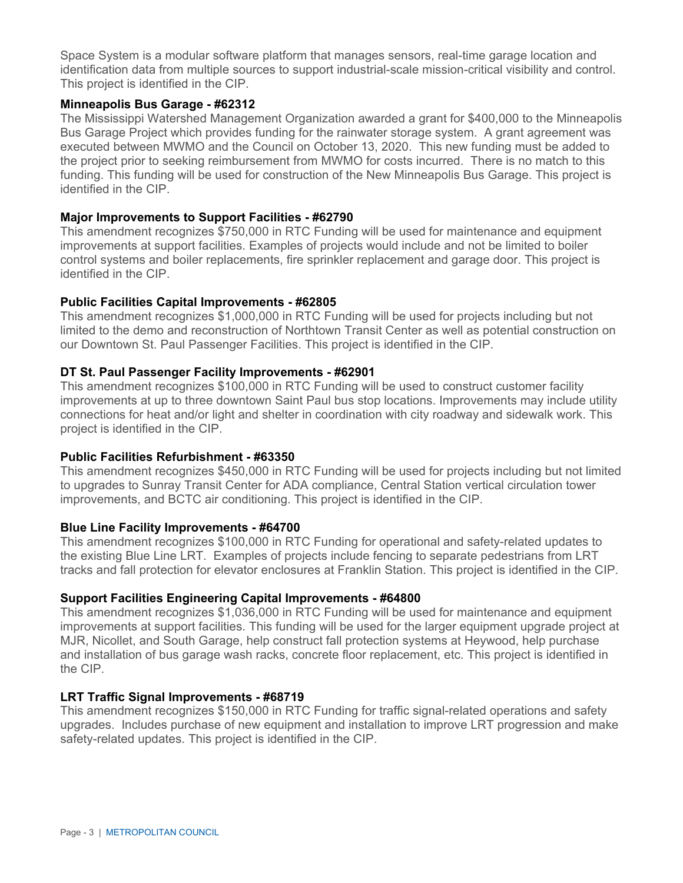Space System is a modular software platform that manages sensors, real-time garage location and identification data from multiple sources to support industrial-scale mission-critical visibility and control. This project is identified in the CIP.

**Minneapolis Bus Garage - #62312**

The Mississippi Watershed Management Organization awarded a grant for $400,000 to the Minneapolis Bus Garage Project which provides funding for the rainwater storage system. A grant agreement was executed between MWMO and the Council on October 13, 2020. This new funding must be added to the project prior to seeking reimbursement from MWMO for costs incurred. There is no match to this funding. This funding will be used for construction of the New Minneapolis Bus Garage. This project is identified in the CIP.

**Major Improvements to Support Facilities - #62790**

This amendment recognizes $750,000 in RTC Funding will be used for maintenance and equipment improvements at support facilities. Examples of projects would include and not be limited to boiler control systems and boiler replacements, fire sprinkler replacement and garage door. This project is identified in the CIP.

**Public Facilities Capital Improvements - #62805**

This amendment recognizes $1,000,000 in RTC Funding will be used for projects including but not limited to the demo and reconstruction of Northtown Transit Center as well as potential construction on our Downtown St. Paul Passenger Facilities. This project is identified in the CIP.

**DT St. Paul Passenger Facility Improvements - #62901**

This amendment recognizes $100,000 in RTC Funding will be used to construct customer facility improvements at up to three downtown Saint Paul bus stop locations. Improvements may include utility connections for heat and/or light and shelter in coordination with city roadway and sidewalk work. This project is identified in the CIP.

**Public Facilities Refurbishment - #63350**

This amendment recognizes $450,000 in RTC Funding will be used for projects including but not limited to upgrades to Sunray Transit Center for ADA compliance, Central Station vertical circulation tower improvements, and BCTC air conditioning. This project is identified in the CIP.

**Blue Line Facility Improvements - #64700**

This amendment recognizes $100,000 in RTC Funding for operational and safety-related updates to the existing Blue Line LRT. Examples of projects include fencing to separate pedestrians from LRT tracks and fall protection for elevator enclosures at Franklin Station. This project is identified in the CIP.

**Support Facilities Engineering Capital Improvements - #64800**

This amendment recognizes $1,036,000 in RTC Funding will be used for maintenance and equipment improvements at support facilities. This funding will be used for the larger equipment upgrade project at MJR, Nicollet, and South Garage, help construct fall protection systems at Heywood, help purchase and installation of bus garage wash racks, concrete floor replacement, etc. This project is identified in the CIP.

**LRT Traffic Signal Improvements - #68719**

This amendment recognizes $150,000 in RTC Funding for traffic signal-related operations and safety upgrades. Includes purchase of new equipment and installation to improve LRT progression and make safety-related updates. This project is identified in the CIP.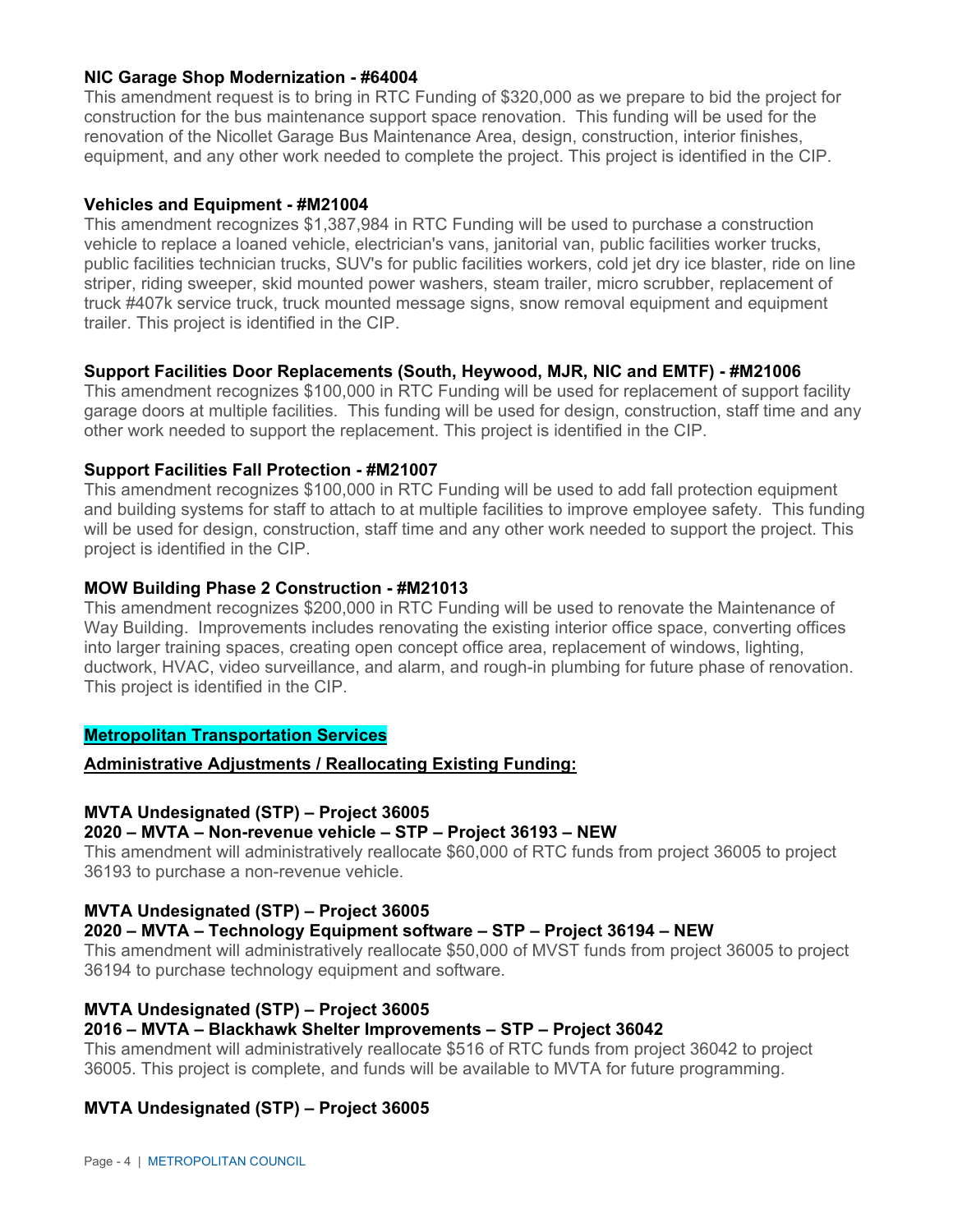**NIC Garage Shop Modernization - #64004**

This amendment request is to bring in RTC Funding of $320,000 as we prepare to bid the project for construction for the bus maintenance support space renovation. This funding will be used for the renovation of the Nicollet Garage Bus Maintenance Area, design, construction, interior finishes, equipment, and any other work needed to complete the project. This project is identified in the CIP.

**Vehicles and Equipment - #M21004**

This amendment recognizes $1,387,984 in RTC Funding will be used to purchase a construction vehicle to replace a loaned vehicle, electrician's vans, janitorial van, public facilities worker trucks, public facilities technician trucks, SUV's for public facilities workers, cold jet dry ice blaster, ride on line striper, riding sweeper, skid mounted power washers, steam trailer, micro scrubber, replacement of truck #407k service truck, truck mounted message signs, snow removal equipment and equipment trailer. This project is identified in the CIP.

**Support Facilities Door Replacements (South, Heywood, MJR, NIC and EMTF) - #M21006**

This amendment recognizes $100,000 in RTC Funding will be used for replacement of support facility garage doors at multiple facilities. This funding will be used for design, construction, staff time and any other work needed to support the replacement. This project is identified in the CIP.

**Support Facilities Fall Protection - #M21007**

This amendment recognizes $100,000 in RTC Funding will be used to add fall protection equipment and building systems for staff to attach to at multiple facilities to improve employee safety. This funding will be used for design, construction, staff time and any other work needed to support the project. This project is identified in the CIP.

**MOW Building Phase 2 Construction - #M21013**

This amendment recognizes $200,000 in RTC Funding will be used to renovate the Maintenance of Way Building. Improvements includes renovating the existing interior office space, converting offices into larger training spaces, creating open concept office area, replacement of windows, lighting, ductwork, HVAC, video surveillance, and alarm, and rough-in plumbing for future phase of renovation. This project is identified in the CIP.

## Metropolitan Transportation Services

**Administrative Adjustments / Reallocating Existing Funding:**

**MVTA Undesignated (STP) – Project 36005**
**2020 – MVTA – Non-revenue vehicle – STP – Project 36193 – NEW**

This amendment will administratively reallocate $60,000 of RTC funds from project 36005 to project 36193 to purchase a non-revenue vehicle.

**MVTA Undesignated (STP) – Project 36005**
**2020 – MVTA – Technology Equipment software – STP – Project 36194 – NEW**

This amendment will administratively reallocate $50,000 of MVST funds from project 36005 to project 36194 to purchase technology equipment and software.

**MVTA Undesignated (STP) – Project 36005**
**2016 – MVTA – Blackhawk Shelter Improvements – STP – Project 36042**

This amendment will administratively reallocate $516 of RTC funds from project 36042 to project 36005. This project is complete, and funds will be available to MVTA for future programming.

**MVTA Undesignated (STP) – Project 36005**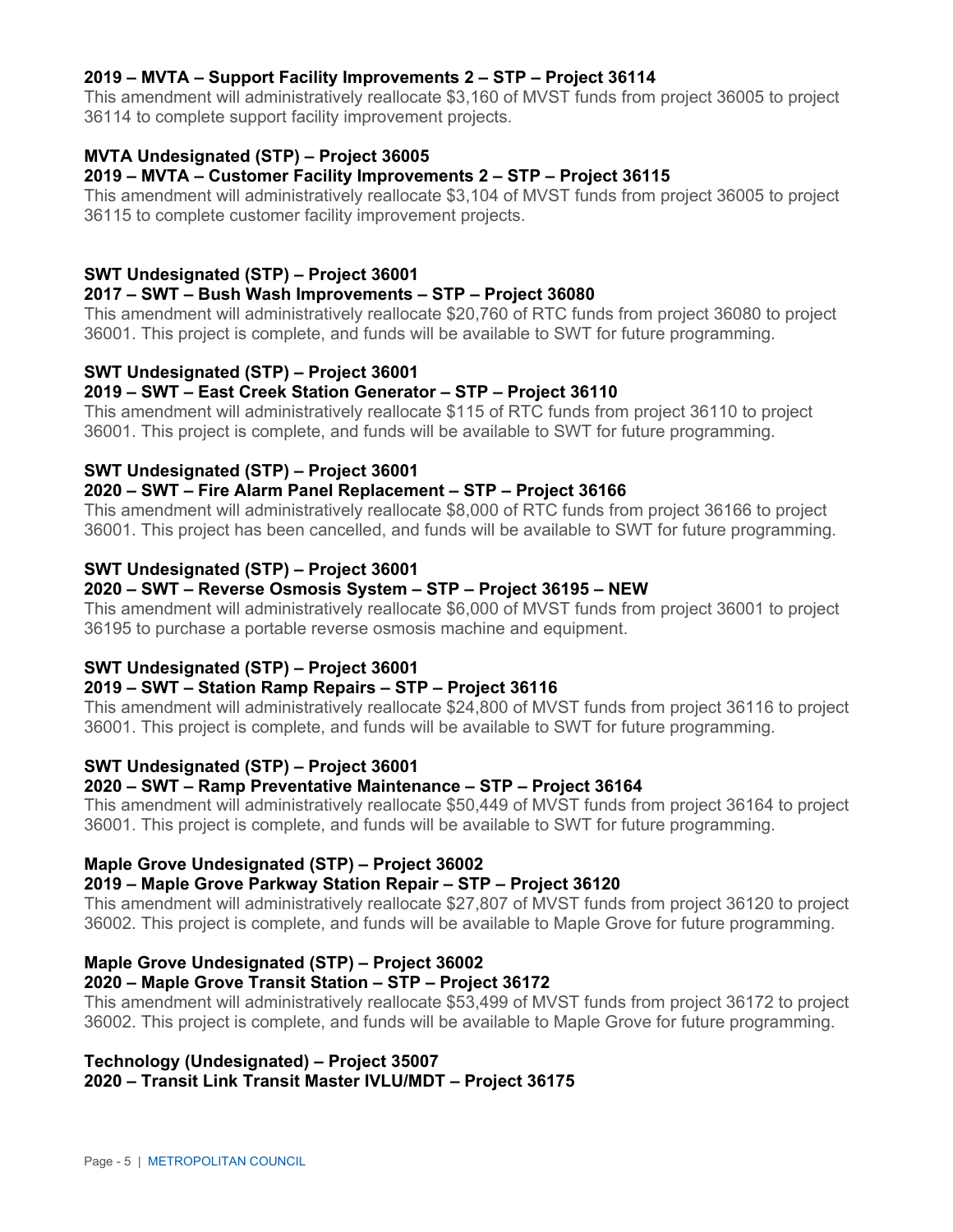**2019 – MVTA – Support Facility Improvements 2 – STP – Project 36114**

This amendment will administratively reallocate $3,160 of MVST funds from project 36005 to project 36114 to complete support facility improvement projects.

**MVTA Undesignated (STP) – Project 36005**
**2019 – MVTA – Customer Facility Improvements 2 – STP – Project 36115**

This amendment will administratively reallocate $3,104 of MVST funds from project 36005 to project 36115 to complete customer facility improvement projects.

**SWT Undesignated (STP) – Project 36001**
**2017 – SWT – Bush Wash Improvements – STP – Project 36080**

This amendment will administratively reallocate $20,760 of RTC funds from project 36080 to project 36001. This project is complete, and funds will be available to SWT for future programming.

**SWT Undesignated (STP) – Project 36001**
**2019 – SWT – East Creek Station Generator – STP – Project 36110**

This amendment will administratively reallocate $115 of RTC funds from project 36110 to project 36001. This project is complete, and funds will be available to SWT for future programming.

**SWT Undesignated (STP) – Project 36001**
**2020 – SWT – Fire Alarm Panel Replacement – STP – Project 36166**

This amendment will administratively reallocate $8,000 of RTC funds from project 36166 to project 36001. This project has been cancelled, and funds will be available to SWT for future programming.

**SWT Undesignated (STP) – Project 36001**
**2020 – SWT – Reverse Osmosis System – STP – Project 36195 – NEW**

This amendment will administratively reallocate $6,000 of MVST funds from project 36001 to project 36195 to purchase a portable reverse osmosis machine and equipment.

**SWT Undesignated (STP) – Project 36001**
**2019 – SWT – Station Ramp Repairs – STP – Project 36116**

This amendment will administratively reallocate $24,800 of MVST funds from project 36116 to project 36001. This project is complete, and funds will be available to SWT for future programming.

**SWT Undesignated (STP) – Project 36001**
**2020 – SWT – Ramp Preventative Maintenance – STP – Project 36164**

This amendment will administratively reallocate $50,449 of MVST funds from project 36164 to project 36001. This project is complete, and funds will be available to SWT for future programming.

**Maple Grove Undesignated (STP) – Project 36002**
**2019 – Maple Grove Parkway Station Repair – STP – Project 36120**

This amendment will administratively reallocate $27,807 of MVST funds from project 36120 to project 36002. This project is complete, and funds will be available to Maple Grove for future programming.

**Maple Grove Undesignated (STP) – Project 36002**
**2020 – Maple Grove Transit Station – STP – Project 36172**

This amendment will administratively reallocate $53,499 of MVST funds from project 36172 to project 36002. This project is complete, and funds will be available to Maple Grove for future programming.

**Technology (Undesignated) – Project 35007**
**2020 – Transit Link Transit Master IVLU/MDT – Project 36175**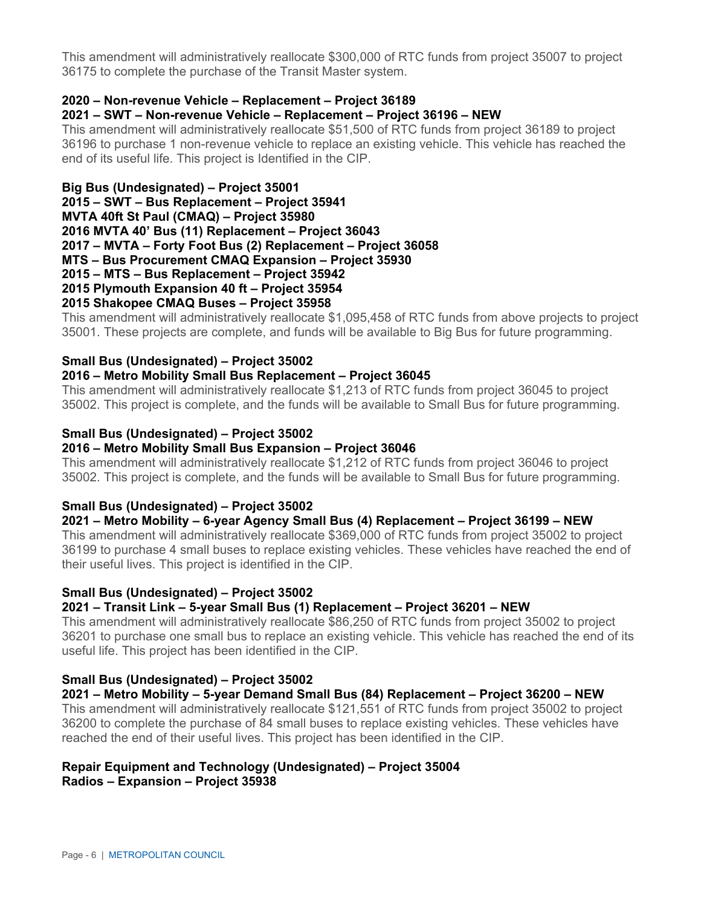This amendment will administratively reallocate $300,000 of RTC funds from project 35007 to project 36175 to complete the purchase of the Transit Master system.

**2020 – Non-revenue Vehicle – Replacement – Project 36189**
**2021 – SWT – Non-revenue Vehicle – Replacement – Project 36196 – NEW**

This amendment will administratively reallocate $51,500 of RTC funds from project 36189 to project 36196 to purchase 1 non-revenue vehicle to replace an existing vehicle. This vehicle has reached the end of its useful life. This project is Identified in the CIP.

**Big Bus (Undesignated) – Project 35001**
**2015 – SWT – Bus Replacement – Project 35941**
**MVTA 40ft St Paul (CMAQ) – Project 35980**
**2016 MVTA 40' Bus (11) Replacement – Project 36043**
**2017 – MVTA – Forty Foot Bus (2) Replacement – Project 36058**
**MTS – Bus Procurement CMAQ Expansion – Project 35930**
**2015 – MTS – Bus Replacement – Project 35942**
**2015 Plymouth Expansion 40 ft – Project 35954**
**2015 Shakopee CMAQ Buses – Project 35958**

This amendment will administratively reallocate $1,095,458 of RTC funds from above projects to project 35001. These projects are complete, and funds will be available to Big Bus for future programming.

**Small Bus (Undesignated) – Project 35002**
**2016 – Metro Mobility Small Bus Replacement – Project 36045**

This amendment will administratively reallocate $1,213 of RTC funds from project 36045 to project 35002. This project is complete, and the funds will be available to Small Bus for future programming.

**Small Bus (Undesignated) – Project 35002**
**2016 – Metro Mobility Small Bus Expansion – Project 36046**

This amendment will administratively reallocate $1,212 of RTC funds from project 36046 to project 35002. This project is complete, and the funds will be available to Small Bus for future programming.

**Small Bus (Undesignated) – Project 35002**
**2021 – Metro Mobility – 6-year Agency Small Bus (4) Replacement – Project 36199 – NEW**

This amendment will administratively reallocate $369,000 of RTC funds from project 35002 to project 36199 to purchase 4 small buses to replace existing vehicles. These vehicles have reached the end of their useful lives. This project is identified in the CIP.

**Small Bus (Undesignated) – Project 35002**
**2021 – Transit Link – 5-year Small Bus (1) Replacement – Project 36201 – NEW**

This amendment will administratively reallocate $86,250 of RTC funds from project 35002 to project 36201 to purchase one small bus to replace an existing vehicle. This vehicle has reached the end of its useful life. This project has been identified in the CIP.

**Small Bus (Undesignated) – Project 35002**
**2021 – Metro Mobility – 5-year Demand Small Bus (84) Replacement – Project 36200 – NEW**

This amendment will administratively reallocate $121,551 of RTC funds from project 35002 to project 36200 to complete the purchase of 84 small buses to replace existing vehicles. These vehicles have reached the end of their useful lives. This project has been identified in the CIP.

**Repair Equipment and Technology (Undesignated) – Project 35004**
**Radios – Expansion – Project 35938**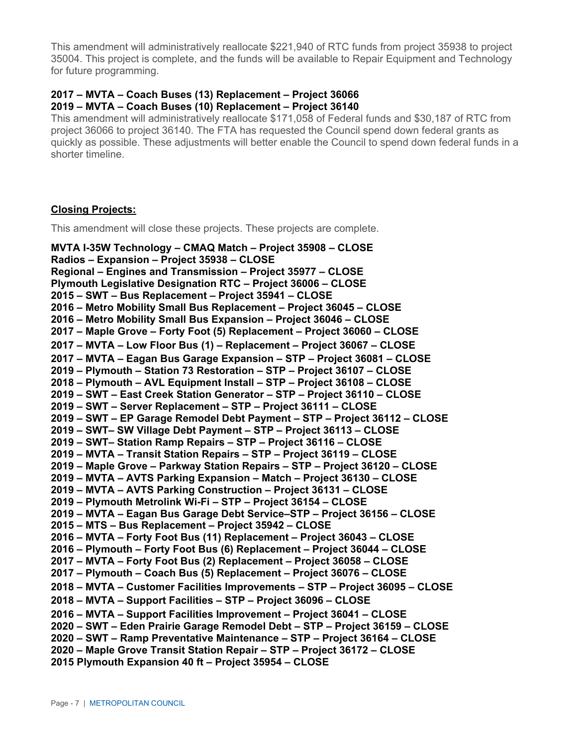This amendment will administratively reallocate $221,940 of RTC funds from project 35938 to project 35004. This project is complete, and the funds will be available to Repair Equipment and Technology for future programming.

**2017 – MVTA – Coach Buses (13) Replacement – Project 36066**
**2019 – MVTA – Coach Buses (10) Replacement – Project 36140**

This amendment will administratively reallocate $171,058 of Federal funds and $30,187 of RTC from project 36066 to project 36140. The FTA has requested the Council spend down federal grants as quickly as possible. These adjustments will better enable the Council to spend down federal funds in a shorter timeline.

**Closing Projects:**

This amendment will close these projects. These projects are complete.

**MVTA I-35W Technology – CMAQ Match – Project 35908 – CLOSE**
**Radios – Expansion – Project 35938 – CLOSE**
**Regional – Engines and Transmission – Project 35977 – CLOSE**
**Plymouth Legislative Designation RTC – Project 36006 – CLOSE**
**2015 – SWT – Bus Replacement – Project 35941 – CLOSE**
**2016 – Metro Mobility Small Bus Replacement – Project 36045 – CLOSE**
**2016 – Metro Mobility Small Bus Expansion – Project 36046 – CLOSE**
**2017 – Maple Grove – Forty Foot (5) Replacement – Project 36060 – CLOSE**
**2017 – MVTA – Low Floor Bus (1) – Replacement – Project 36067 – CLOSE**
**2017 – MVTA – Eagan Bus Garage Expansion – STP – Project 36081 – CLOSE**
**2019 – Plymouth – Station 73 Restoration – STP – Project 36107 – CLOSE**
**2018 – Plymouth – AVL Equipment Install – STP – Project 36108 – CLOSE**
**2019 – SWT – East Creek Station Generator – STP – Project 36110 – CLOSE**
**2019 – SWT – Server Replacement – STP – Project 36111 – CLOSE**
**2019 – SWT – EP Garage Remodel Debt Payment – STP – Project 36112 – CLOSE**
**2019 – SWT– SW Village Debt Payment – STP – Project 36113 – CLOSE**
**2019 – SWT– Station Ramp Repairs – STP – Project 36116 – CLOSE**
**2019 – MVTA – Transit Station Repairs – STP – Project 36119 – CLOSE**
**2019 – Maple Grove – Parkway Station Repairs – STP – Project 36120 – CLOSE**
**2019 – MVTA – AVTS Parking Expansion – Match – Project 36130 – CLOSE**
**2019 – MVTA – AVTS Parking Construction – Project 36131 – CLOSE**
**2019 – Plymouth Metrolink Wi-Fi – STP – Project 36154 – CLOSE**
**2019 – MVTA – Eagan Bus Garage Debt Service–STP – Project 36156 – CLOSE**
**2015 – MTS – Bus Replacement – Project 35942 – CLOSE**
**2016 – MVTA – Forty Foot Bus (11) Replacement – Project 36043 – CLOSE**
**2016 – Plymouth – Forty Foot Bus (6) Replacement – Project 36044 – CLOSE**
**2017 – MVTA – Forty Foot Bus (2) Replacement – Project 36058 – CLOSE**
**2017 – Plymouth – Coach Bus (5) Replacement – Project 36076 – CLOSE**
**2018 – MVTA – Customer Facilities Improvements – STP – Project 36095 – CLOSE**
**2018 – MVTA – Support Facilities – STP – Project 36096 – CLOSE**
**2016 – MVTA – Support Facilities Improvement – Project 36041 – CLOSE**
**2020 – SWT – Eden Prairie Garage Remodel Debt – STP – Project 36159 – CLOSE**
**2020 – SWT – Ramp Preventative Maintenance – STP – Project 36164 – CLOSE**
**2020 – Maple Grove Transit Station Repair – STP – Project 36172 – CLOSE**
**2015 Plymouth Expansion 40 ft – Project 35954 – CLOSE**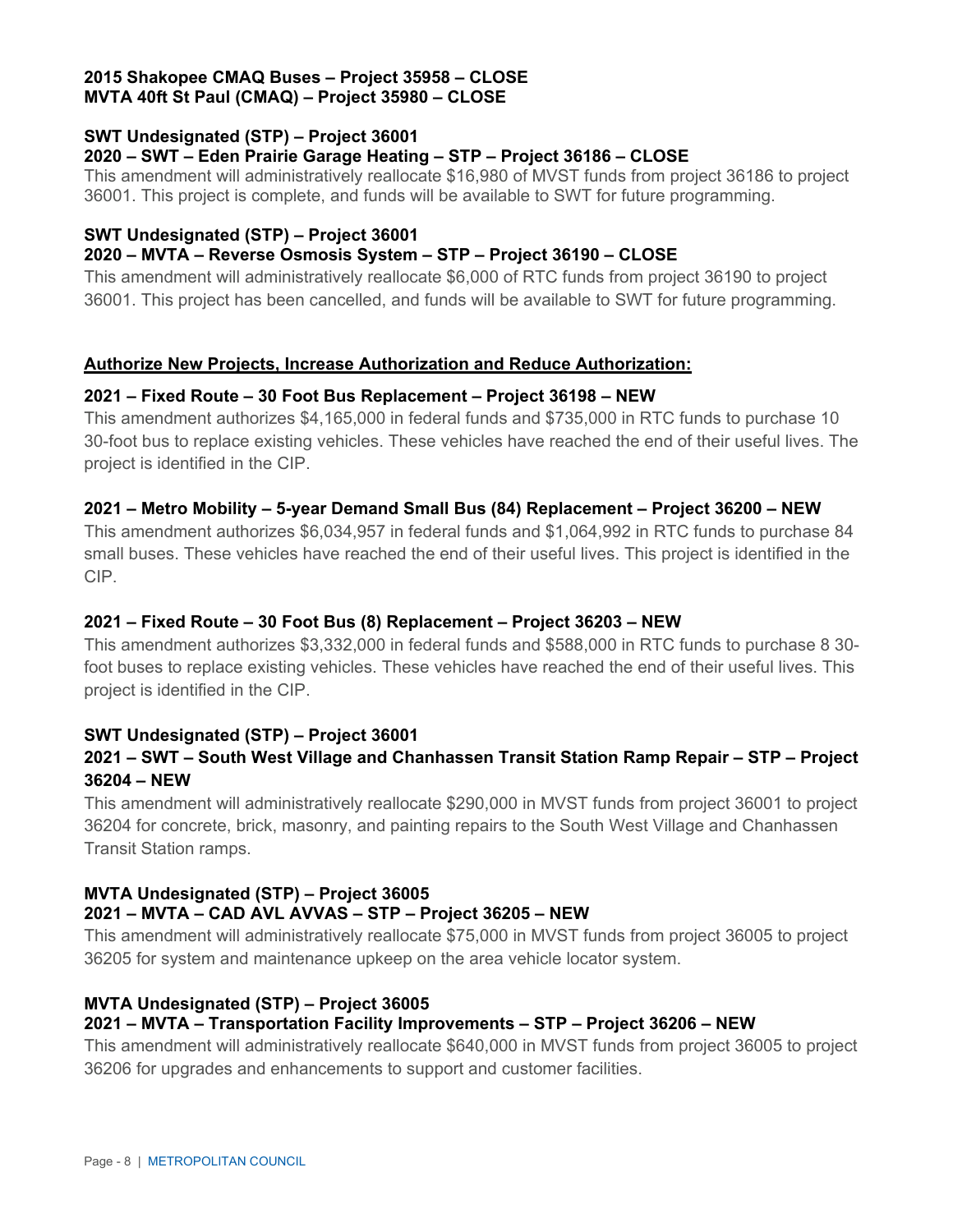**2015 Shakopee CMAQ Buses – Project 35958 – CLOSE**
**MVTA 40ft St Paul (CMAQ) – Project 35980 – CLOSE**

**SWT Undesignated (STP) – Project 36001**
**2020 – SWT – Eden Prairie Garage Heating – STP – Project 36186 – CLOSE**

This amendment will administratively reallocate $16,980 of MVST funds from project 36186 to project 36001. This project is complete, and funds will be available to SWT for future programming.

**SWT Undesignated (STP) – Project 36001**
**2020 – MVTA – Reverse Osmosis System – STP – Project 36190 – CLOSE**

This amendment will administratively reallocate $6,000 of RTC funds from project 36190 to project 36001. This project has been cancelled, and funds will be available to SWT for future programming.

**Authorize New Projects, Increase Authorization and Reduce Authorization:**

**2021 – Fixed Route – 30 Foot Bus Replacement – Project 36198 – NEW**

This amendment authorizes $4,165,000 in federal funds and $735,000 in RTC funds to purchase 10 30-foot bus to replace existing vehicles. These vehicles have reached the end of their useful lives. The project is identified in the CIP.

**2021 – Metro Mobility – 5-year Demand Small Bus (84) Replacement – Project 36200 – NEW**

This amendment authorizes $6,034,957 in federal funds and $1,064,992 in RTC funds to purchase 84 small buses. These vehicles have reached the end of their useful lives. This project is identified in the CIP.

**2021 – Fixed Route – 30 Foot Bus (8) Replacement – Project 36203 – NEW**

This amendment authorizes $3,332,000 in federal funds and $588,000 in RTC funds to purchase 8 30-foot buses to replace existing vehicles. These vehicles have reached the end of their useful lives. This project is identified in the CIP.

**SWT Undesignated (STP) – Project 36001**
**2021 – SWT – South West Village and Chanhassen Transit Station Ramp Repair – STP – Project 36204 – NEW**

This amendment will administratively reallocate $290,000 in MVST funds from project 36001 to project 36204 for concrete, brick, masonry, and painting repairs to the South West Village and Chanhassen Transit Station ramps.

**MVTA Undesignated (STP) – Project 36005**
**2021 – MVTA – CAD AVL AVVAS – STP – Project 36205 – NEW**

This amendment will administratively reallocate $75,000 in MVST funds from project 36005 to project 36205 for system and maintenance upkeep on the area vehicle locator system.

**MVTA Undesignated (STP) – Project 36005**
**2021 – MVTA – Transportation Facility Improvements – STP – Project 36206 – NEW**

This amendment will administratively reallocate $640,000 in MVST funds from project 36005 to project 36206 for upgrades and enhancements to support and customer facilities.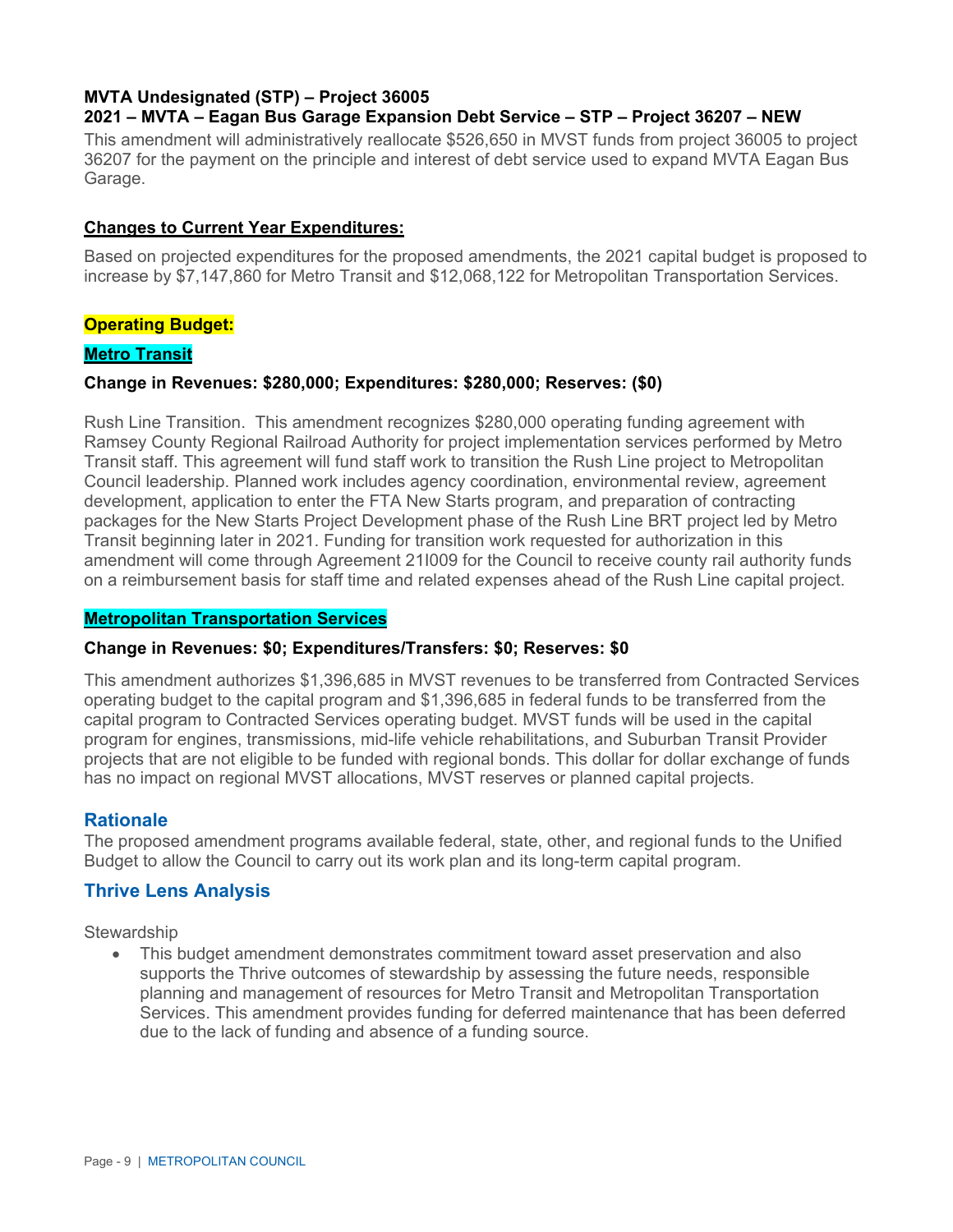**MVTA Undesignated (STP) – Project 36005**
**2021 – MVTA – Eagan Bus Garage Expansion Debt Service – STP – Project 36207 – NEW**

This amendment will administratively reallocate $526,650 in MVST funds from project 36005 to project 36207 for the payment on the principle and interest of debt service used to expand MVTA Eagan Bus Garage.

**Changes to Current Year Expenditures:**

Based on projected expenditures for the proposed amendments, the 2021 capital budget is proposed to increase by $7,147,860 for Metro Transit and $12,068,122 for Metropolitan Transportation Services.

**Operating Budget:**

**Metro Transit**

**Change in Revenues: $280,000; Expenditures: $280,000; Reserves: ($0)**

Rush Line Transition. This amendment recognizes $280,000 operating funding agreement with Ramsey County Regional Railroad Authority for project implementation services performed by Metro Transit staff. This agreement will fund staff work to transition the Rush Line project to Metropolitan Council leadership. Planned work includes agency coordination, environmental review, agreement development, application to enter the FTA New Starts program, and preparation of contracting packages for the New Starts Project Development phase of the Rush Line BRT project led by Metro Transit beginning later in 2021. Funding for transition work requested for authorization in this amendment will come through Agreement 21I009 for the Council to receive county rail authority funds on a reimbursement basis for staff time and related expenses ahead of the Rush Line capital project.

**Metropolitan Transportation Services**

**Change in Revenues: $0; Expenditures/Transfers: $0; Reserves: $0**

This amendment authorizes $1,396,685 in MVST revenues to be transferred from Contracted Services operating budget to the capital program and $1,396,685 in federal funds to be transferred from the capital program to Contracted Services operating budget. MVST funds will be used in the capital program for engines, transmissions, mid-life vehicle rehabilitations, and Suburban Transit Provider projects that are not eligible to be funded with regional bonds. This dollar for dollar exchange of funds has no impact on regional MVST allocations, MVST reserves or planned capital projects.

## Rationale

The proposed amendment programs available federal, state, other, and regional funds to the Unified Budget to allow the Council to carry out its work plan and its long-term capital program.

## Thrive Lens Analysis

Stewardship

- This budget amendment demonstrates commitment toward asset preservation and also supports the Thrive outcomes of stewardship by assessing the future needs, responsible planning and management of resources for Metro Transit and Metropolitan Transportation Services. This amendment provides funding for deferred maintenance that has been deferred due to the lack of funding and absence of a funding source.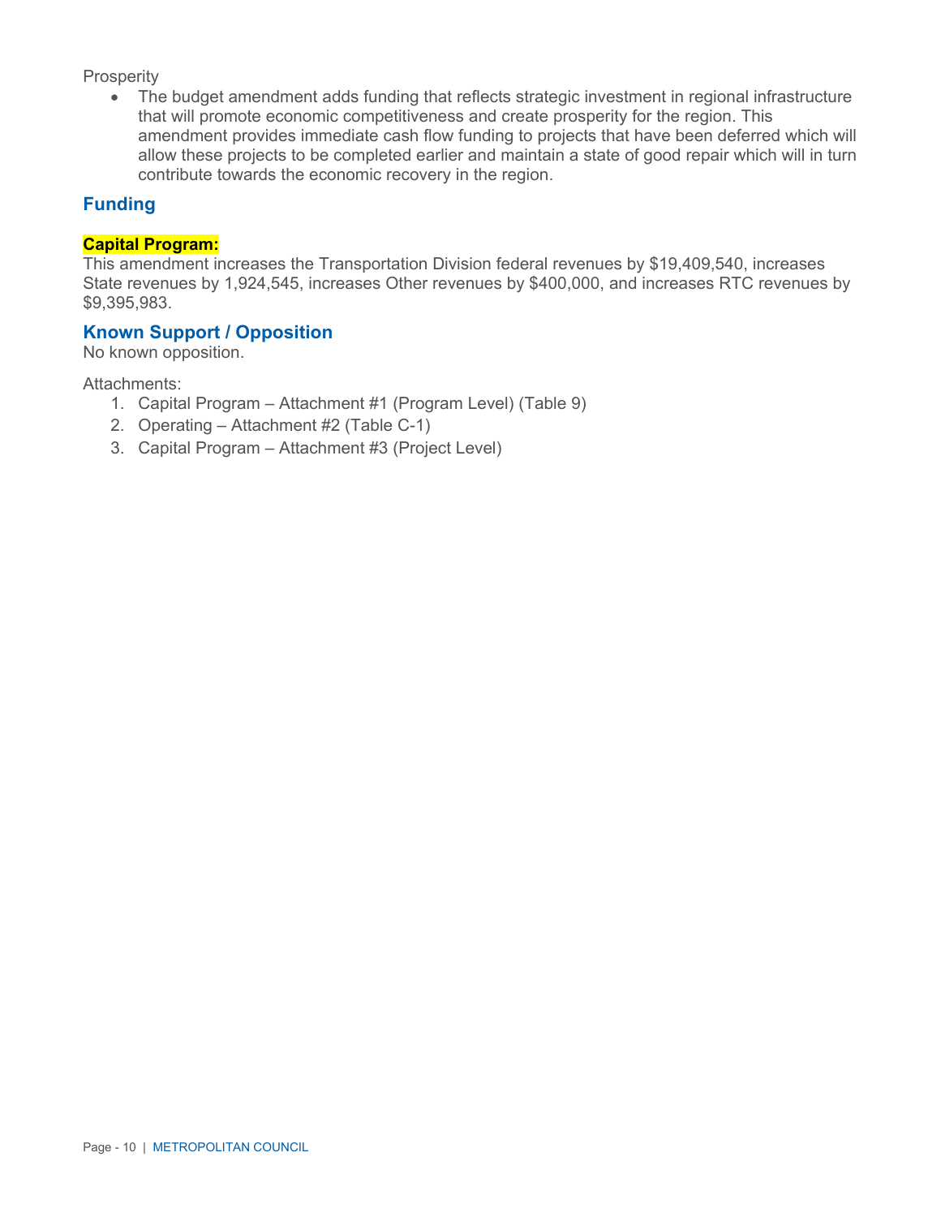Prosperity

- The budget amendment adds funding that reflects strategic investment in regional infrastructure that will promote economic competitiveness and create prosperity for the region. This amendment provides immediate cash flow funding to projects that have been deferred which will allow these projects to be completed earlier and maintain a state of good repair which will in turn contribute towards the economic recovery in the region.

## Funding

**Capital Program:**

This amendment increases the Transportation Division federal revenues by $19,409,540, increases State revenues by 1,924,545, increases Other revenues by $400,000, and increases RTC revenues by $9,395,983.

## Known Support / Opposition

No known opposition.

Attachments:

1. Capital Program – Attachment #1 (Program Level) (Table 9)
2. Operating – Attachment #2 (Table C-1)
3. Capital Program – Attachment #3 (Project Level)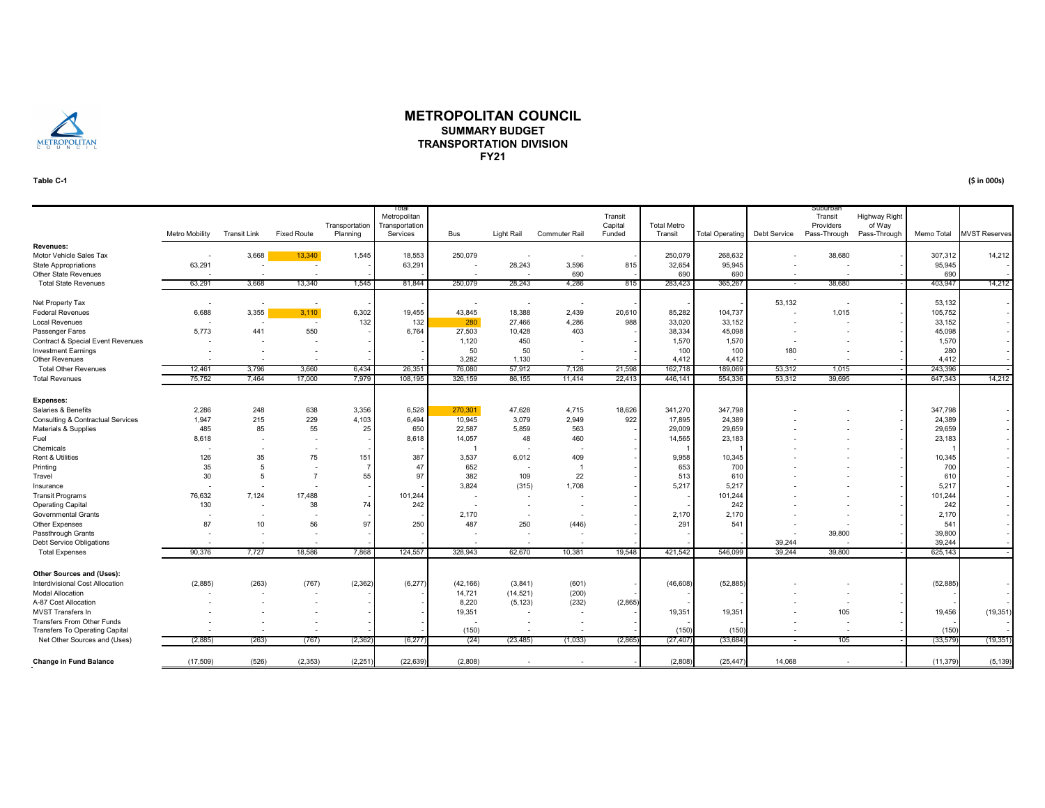# METROPOLITAN COUNCIL
## SUMMARY BUDGET
## TRANSPORTATION DIVISION
## FY21

**Table C-1** ($ in 000s)

| | Metro Mobility | Transit Link | Fixed Route | Transportation Planning | Total Metropolitan Transportation Services | Bus | Light Rail | Commuter Rail | Transit Capital Funded | Total Metro Transit | Total Operating | Debt Service | Suburban Transit Providers Pass-Through | Highway Right of Way Pass-Through | Memo Total | MVST Reserves |
|---|---|---|---|---|---|---|---|---|---|---|---|---|---|---|---|---|
| **Revenues:** | | | | | | | | | | | | | | | | |
| Motor Vehicle Sales Tax | - | 3,668 | 13,340 | 1,545 | 18,553 | 250,079 | - | - | - | 250,079 | 268,632 | - | 38,680 | - | 307,312 | 14,212 |
| State Appropriations | 63,291 | - | - | - | 63,291 | - | 28,243 | 3,596 | 815 | 32,654 | 95,945 | - | - | - | 95,945 | - |
| Other State Revenues | - | - | - | - | - | - | - | 690 | - | 690 | 690 | - | - | - | 690 | - |
| Total State Revenues | 63,291 | 3,668 | 13,340 | 1,545 | 81,844 | 250,079 | 28,243 | 4,286 | 815 | 283,423 | 365,267 | - | 38,680 | - | 403,947 | 14,212 |
| Net Property Tax | - | - | - | - | - | - | - | - | - | - | - | 53,132 | - | - | 53,132 | - |
| Federal Revenues | 6,688 | 3,355 | 3,110 | 6,302 | 19,455 | 43,845 | 18,388 | 2,439 | 20,610 | 85,282 | 104,737 | - | 1,015 | - | 105,752 | - |
| Local Revenues | - | - | - | 132 | 132 | 280 | 27,466 | 4,286 | 988 | 33,020 | 33,152 | - | - | - | 33,152 | - |
| Passenger Fares | 5,773 | 441 | 550 | - | 6,764 | 27,503 | 10,428 | 403 | - | 38,334 | 45,098 | - | - | - | 45,098 | - |
| Contract & Special Event Revenues | - | - | - | - | - | 1,120 | 450 | - | - | 1,570 | 1,570 | - | - | - | 1,570 | - |
| Investment Earnings | - | - | - | - | - | 50 | 50 | - | - | 100 | 100 | 180 | - | - | 280 | - |
| Other Revenues | - | - | - | - | - | 3,282 | 1,130 | - | - | 4,412 | 4,412 | - | - | - | 4,412 | - |
| Total Other Revenues | 12,461 | 3,796 | 3,660 | 6,434 | 26,351 | 76,080 | 57,912 | 7,128 | 21,598 | 162,718 | 189,069 | 53,312 | 1,015 | - | 243,396 | - |
| Total Revenues | 75,752 | 7,464 | 17,000 | 7,979 | 108,195 | 326,159 | 86,155 | 11,414 | 22,413 | 446,141 | 554,336 | 53,312 | 39,695 | - | 647,343 | 14,212 |
| **Expenses:** | | | | | | | | | | | | | | | | |
| Salaries & Benefits | 2,286 | 248 | 638 | 3,356 | 6,528 | 270,301 | 47,628 | 4,715 | 18,626 | 341,270 | 347,798 | - | - | - | 347,798 | - |
| Consulting & Contractual Services | 1,947 | 215 | 229 | 4,103 | 6,494 | 10,945 | 3,079 | 2,949 | 922 | 17,895 | 24,389 | - | - | - | 24,389 | - |
| Materials & Supplies | 485 | 85 | 55 | 25 | 650 | 22,587 | 5,859 | 563 | - | 29,009 | 29,659 | - | - | - | 29,659 | - |
| Fuel | 8,618 | - | - | - | 8,618 | 14,057 | 48 | 460 | - | 14,565 | 23,183 | - | - | - | 23,183 | - |
| Chemicals | - | - | - | - | - | 1 | - | - | - | 1 | 1 | - | - | - | 1 | - |
| Rent & Utilities | 126 | 35 | 75 | 151 | 387 | 3,537 | 6,012 | 409 | - | 9,958 | 10,345 | - | - | - | 10,345 | - |
| Printing | 35 | 5 | - | 7 | 47 | 652 | - | 1 | - | 653 | 700 | - | - | - | 700 | - |
| Travel | 30 | 5 | 7 | 55 | 97 | 382 | 109 | 22 | - | 513 | 610 | - | - | - | 610 | - |
| Insurance | - | - | - | - | - | 3,824 | (315) | 1,708 | - | 5,217 | 5,217 | - | - | - | 5,217 | - |
| Transit Programs | 76,632 | 7,124 | 17,488 | - | 101,244 | - | - | - | - | - | 101,244 | - | - | - | 101,244 | - |
| Operating Capital | 130 | - | 38 | 74 | 242 | - | - | - | - | - | 242 | - | - | - | 242 | - |
| Governmental Grants | - | - | - | - | - | 2,170 | - | - | - | 2,170 | 2,170 | - | - | - | 2,170 | - |
| Other Expenses | 87 | 10 | 56 | 97 | 250 | 487 | 250 | (446) | - | 291 | 541 | - | - | - | 541 | - |
| Passthrough Grants | - | - | - | - | - | - | - | - | - | - | - | - | 39,800 | - | 39,800 | - |
| Debt Service Obligations | - | - | - | - | - | - | - | - | - | - | - | 39,244 | - | - | 39,244 | - |
| Total Expenses | 90,376 | 7,727 | 18,586 | 7,868 | 124,557 | 328,943 | 62,670 | 10,381 | 19,548 | 421,542 | 546,099 | 39,244 | 39,800 | - | 625,143 | - |
| **Other Sources and (Uses):** | | | | | | | | | | | | | | | | |
| Interdivisional Cost Allocation | (2,885) | (263) | (767) | (2,362) | (6,277) | (42,166) | (3,841) | (601) | - | (46,608) | (52,885) | - | - | - | (52,885) | - |
| Modal Allocation | - | - | - | - | - | 14,721 | (14,521) | (200) | - | - | - | - | - | - | - | - |
| A-87 Cost Allocation | - | - | - | - | - | 8,220 | (5,123) | (232) | (2,865) | - | - | - | - | - | - | - |
| MVST Transfers In | - | - | - | - | - | 19,351 | - | - | - | 19,351 | 19,351 | - | 105 | - | 19,456 | (19,351) |
| Transfers From Other Funds | - | - | - | - | - | - | - | - | - | - | - | - | - | - | - | - |
| Transfers To Operating Capital | - | - | - | - | - | (150) | - | - | - | (150) | (150) | - | - | - | (150) | - |
| Net Other Sources and (Uses) | (2,885) | (263) | (767) | (2,362) | (6,277) | (24) | (23,485) | (1,033) | (2,865) | (27,407) | (33,684) | - | 105 | - | (33,579) | (19,351) |
| **Change in Fund Balance** | (17,509) | (526) | (2,353) | (2,251) | (22,639) | (2,808) | - | - | - | (2,808) | (25,447) | 14,068 | - | - | (11,379) | (5,139) |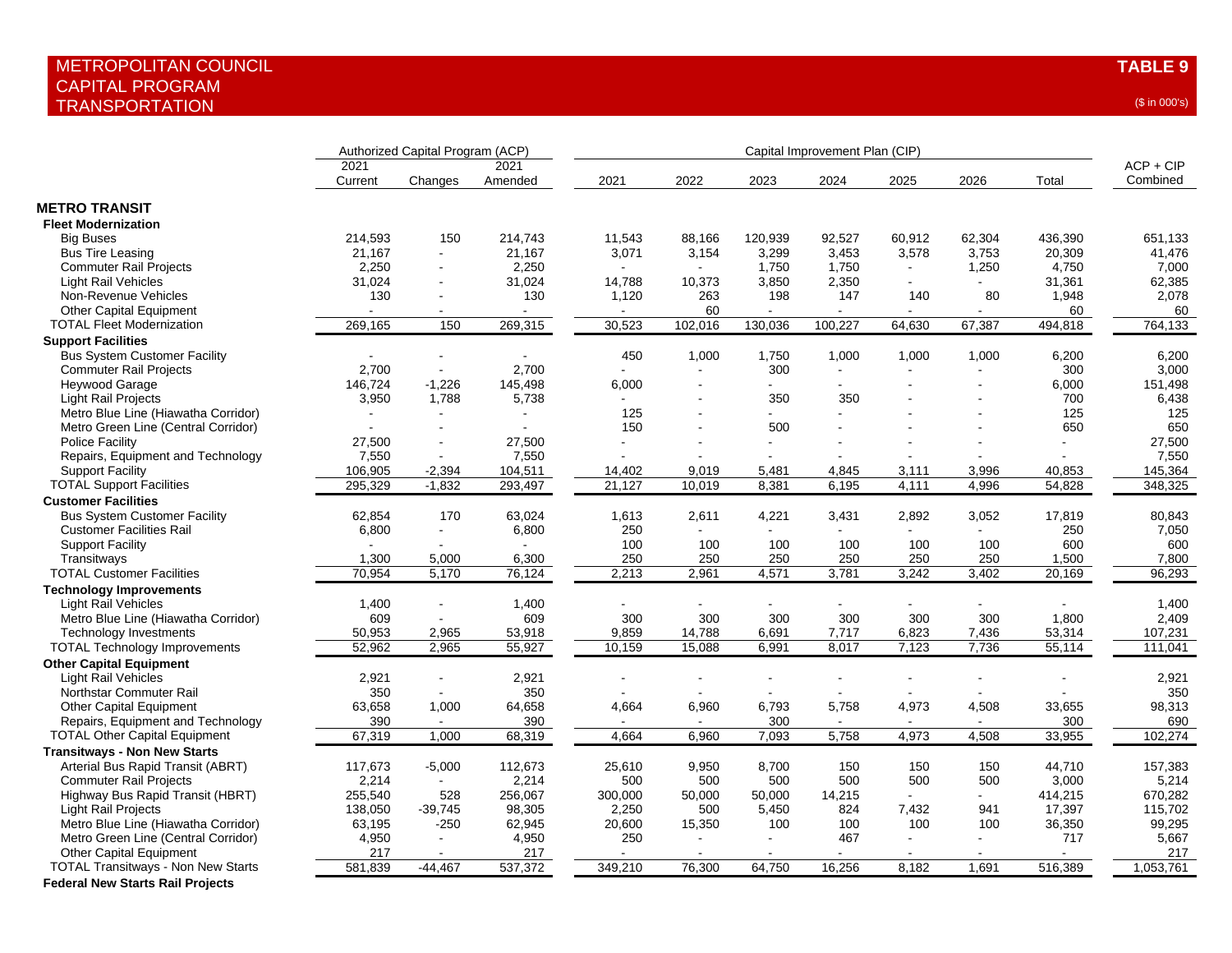# METROPOLITAN COUNCIL
## CAPITAL PROGRAM
## TRANSPORTATION

**TABLE 9**

($ in 000's)

| | Authorized Capital Program (ACP) | | | Capital Improvement Plan (CIP) | | | | | | | |
|---|---|---|---|---|---|---|---|---|---|---|---|
| | 2021 Current | Changes | 2021 Amended | 2021 | 2022 | 2023 | 2024 | 2025 | 2026 | Total | ACP + CIP Combined |
| **METRO TRANSIT** | | | | | | | | | | | |
| **Fleet Modernization** | | | | | | | | | | | |
| Big Buses | 214,593 | 150 | 214,743 | 11,543 | 88,166 | 120,939 | 92,527 | 60,912 | 62,304 | 436,390 | 651,133 |
| Bus Tire Leasing | 21,167 | - | 21,167 | 3,071 | 3,154 | 3,299 | 3,453 | 3,578 | 3,753 | 20,309 | 41,476 |
| Commuter Rail Projects | 2,250 | - | 2,250 | - | - | 1,750 | 1,750 | - | 1,250 | 4,750 | 7,000 |
| Light Rail Vehicles | 31,024 | - | 31,024 | 14,788 | 10,373 | 3,850 | 2,350 | - | - | 31,361 | 62,385 |
| Non-Revenue Vehicles | 130 | - | 130 | 1,120 | 263 | 198 | 147 | 140 | 80 | 1,948 | 2,078 |
| Other Capital Equipment | - | - | - | - | 60 | - | - | - | - | 60 | 60 |
| TOTAL Fleet Modernization | 269,165 | 150 | 269,315 | 30,523 | 102,016 | 130,036 | 100,227 | 64,630 | 67,387 | 494,818 | 764,133 |
| **Support Facilities** | | | | | | | | | | | |
| Bus System Customer Facility | - | - | - | 450 | 1,000 | 1,750 | 1,000 | 1,000 | 1,000 | 6,200 | 6,200 |
| Commuter Rail Projects | 2,700 | - | 2,700 | - | - | 300 | - | - | - | 300 | 3,000 |
| Heywood Garage | 146,724 | -1,226 | 145,498 | 6,000 | - | - | - | - | - | 6,000 | 151,498 |
| Light Rail Projects | 3,950 | 1,788 | 5,738 | - | - | 350 | 350 | - | - | 700 | 6,438 |
| Metro Blue Line (Hiawatha Corridor) | - | - | - | 125 | - | - | - | - | - | 125 | 125 |
| Metro Green Line (Central Corridor) | - | - | - | 150 | - | 500 | - | - | - | 650 | 650 |
| Police Facility | 27,500 | - | 27,500 | - | - | - | - | - | - | - | 27,500 |
| Repairs, Equipment and Technology | 7,550 | - | 7,550 | - | - | - | - | - | - | - | 7,550 |
| Support Facility | 106,905 | -2,394 | 104,511 | 14,402 | 9,019 | 5,481 | 4,845 | 3,111 | 3,996 | 40,853 | 145,364 |
| TOTAL Support Facilities | 295,329 | -1,832 | 293,497 | 21,127 | 10,019 | 8,381 | 6,195 | 4,111 | 4,996 | 54,828 | 348,325 |
| **Customer Facilities** | | | | | | | | | | | |
| Bus System Customer Facility | 62,854 | 170 | 63,024 | 1,613 | 2,611 | 4,221 | 3,431 | 2,892 | 3,052 | 17,819 | 80,843 |
| Customer Facilities Rail | 6,800 | - | 6,800 | 250 | - | - | - | - | - | 250 | 7,050 |
| Support Facility | - | - | - | 100 | 100 | 100 | 100 | 100 | 100 | 600 | 600 |
| Transitways | 1,300 | 5,000 | 6,300 | 250 | 250 | 250 | 250 | 250 | 250 | 1,500 | 7,800 |
| TOTAL Customer Facilities | 70,954 | 5,170 | 76,124 | 2,213 | 2,961 | 4,571 | 3,781 | 3,242 | 3,402 | 20,169 | 96,293 |
| **Technology Improvements** | | | | | | | | | | | |
| Light Rail Vehicles | 1,400 | - | 1,400 | - | - | - | - | - | - | - | 1,400 |
| Metro Blue Line (Hiawatha Corridor) | 609 | - | 609 | 300 | 300 | 300 | 300 | 300 | 300 | 1,800 | 2,409 |
| Technology Investments | 50,953 | 2,965 | 53,918 | 9,859 | 14,788 | 6,691 | 7,717 | 6,823 | 7,436 | 53,314 | 107,231 |
| TOTAL Technology Improvements | 52,962 | 2,965 | 55,927 | 10,159 | 15,088 | 6,991 | 8,017 | 7,123 | 7,736 | 55,114 | 111,041 |
| **Other Capital Equipment** | | | | | | | | | | | |
| Light Rail Vehicles | 2,921 | - | 2,921 | - | - | - | - | - | - | - | 2,921 |
| Northstar Commuter Rail | 350 | - | 350 | - | - | - | - | - | - | - | 350 |
| Other Capital Equipment | 63,658 | 1,000 | 64,658 | 4,664 | 6,960 | 6,793 | 5,758 | 4,973 | 4,508 | 33,655 | 98,313 |
| Repairs, Equipment and Technology | 390 | - | 390 | - | - | 300 | - | - | - | 300 | 690 |
| TOTAL Other Capital Equipment | 67,319 | 1,000 | 68,319 | 4,664 | 6,960 | 7,093 | 5,758 | 4,973 | 4,508 | 33,955 | 102,274 |
| **Transitways - Non New Starts** | | | | | | | | | | | |
| Arterial Bus Rapid Transit (ABRT) | 117,673 | -5,000 | 112,673 | 25,610 | 9,950 | 8,700 | 150 | 150 | 150 | 44,710 | 157,383 |
| Commuter Rail Projects | 2,214 | - | 2,214 | 500 | 500 | 500 | 500 | 500 | 500 | 3,000 | 5,214 |
| Highway Bus Rapid Transit (HBRT) | 255,540 | 528 | 256,067 | 300,000 | 50,000 | 50,000 | 14,215 | - | - | 414,215 | 670,282 |
| Light Rail Projects | 138,050 | -39,745 | 98,305 | 2,250 | 500 | 5,450 | 824 | 7,432 | 941 | 17,397 | 115,702 |
| Metro Blue Line (Hiawatha Corridor) | 63,195 | -250 | 62,945 | 20,600 | 15,350 | 100 | 100 | 100 | 100 | 36,350 | 99,295 |
| Metro Green Line (Central Corridor) | 4,950 | - | 4,950 | 250 | - | - | 467 | - | - | 717 | 5,667 |
| Other Capital Equipment | 217 | - | 217 | - | - | - | - | - | - | - | 217 |
| TOTAL Transitways - Non New Starts | 581,839 | -44,467 | 537,372 | 349,210 | 76,300 | 64,750 | 16,256 | 8,182 | 1,691 | 516,389 | 1,053,761 |
| **Federal New Starts Rail Projects** | | | | | | | | | | | |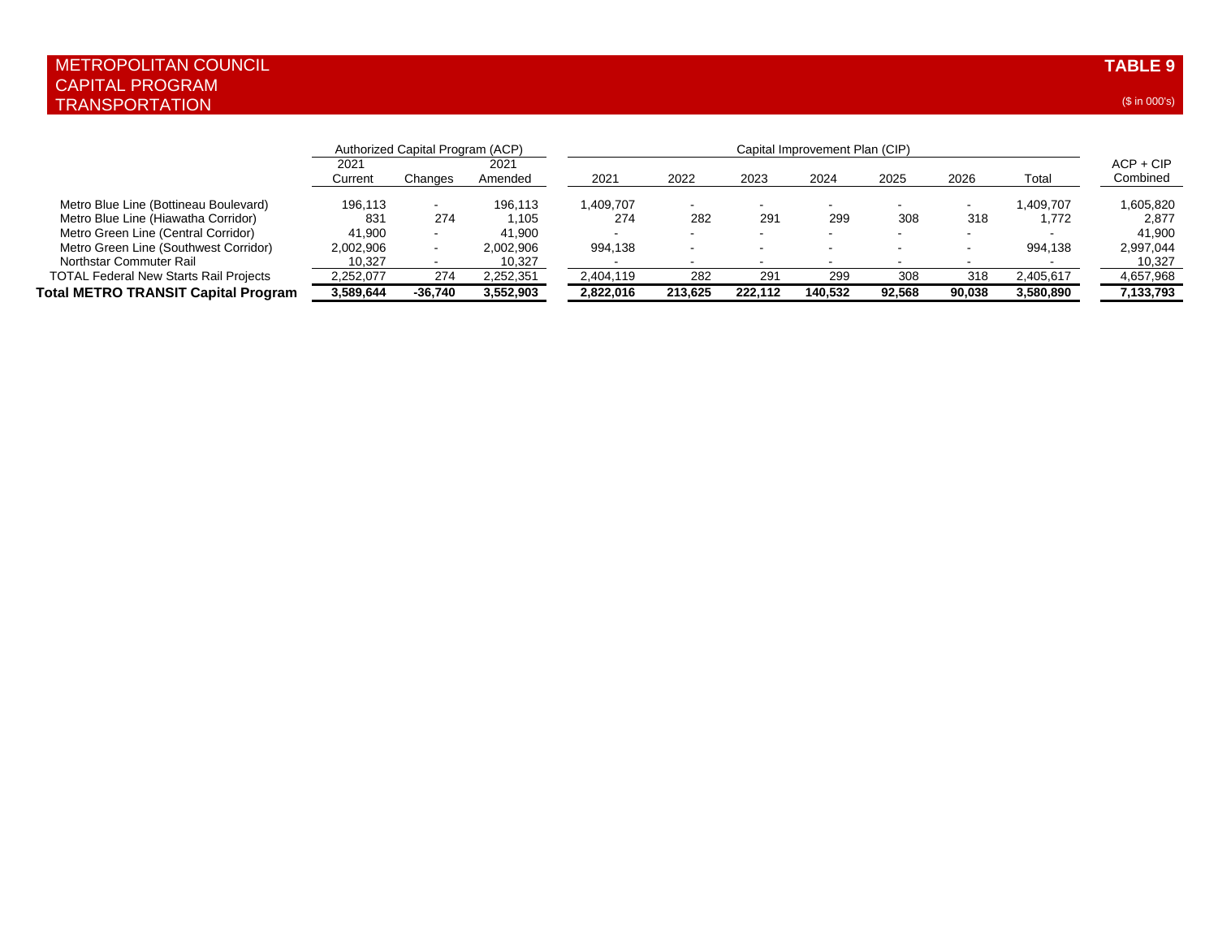# METROPOLITAN COUNCIL
## CAPITAL PROGRAM
## TRANSPORTATION

**TABLE 9**

($ in 000's)

| | Authorized Capital Program (ACP) | | | Capital Improvement Plan (CIP) | | | | | | | |
|---|---|---|---|---|---|---|---|---|---|---|---|
| | 2021 Current | Changes | 2021 Amended | 2021 | 2022 | 2023 | 2024 | 2025 | 2026 | Total | ACP + CIP Combined |
| Metro Blue Line (Bottineau Boulevard) | 196,113 | - | 196,113 | 1,409,707 | - | - | - | - | - | 1,409,707 | 1,605,820 |
| Metro Blue Line (Hiawatha Corridor) | 831 | 274 | 1,105 | 274 | 282 | 291 | 299 | 308 | 318 | 1,772 | 2,877 |
| Metro Green Line (Central Corridor) | 41,900 | - | 41,900 | - | - | - | - | - | - | - | 41,900 |
| Metro Green Line (Southwest Corridor) | 2,002,906 | - | 2,002,906 | 994,138 | - | - | - | - | - | 994,138 | 2,997,044 |
| Northstar Commuter Rail | 10,327 | - | 10,327 | - | - | - | - | - | - | - | 10,327 |
| TOTAL Federal New Starts Rail Projects | 2,252,077 | 274 | 2,252,351 | 2,404,119 | 282 | 291 | 299 | 308 | 318 | 2,405,617 | 4,657,968 |
| **Total METRO TRANSIT Capital Program** | **3,589,644** | **-36,740** | **3,552,903** | **2,822,016** | **213,625** | **222,112** | **140,532** | **92,568** | **90,038** | **3,580,890** | **7,133,793** |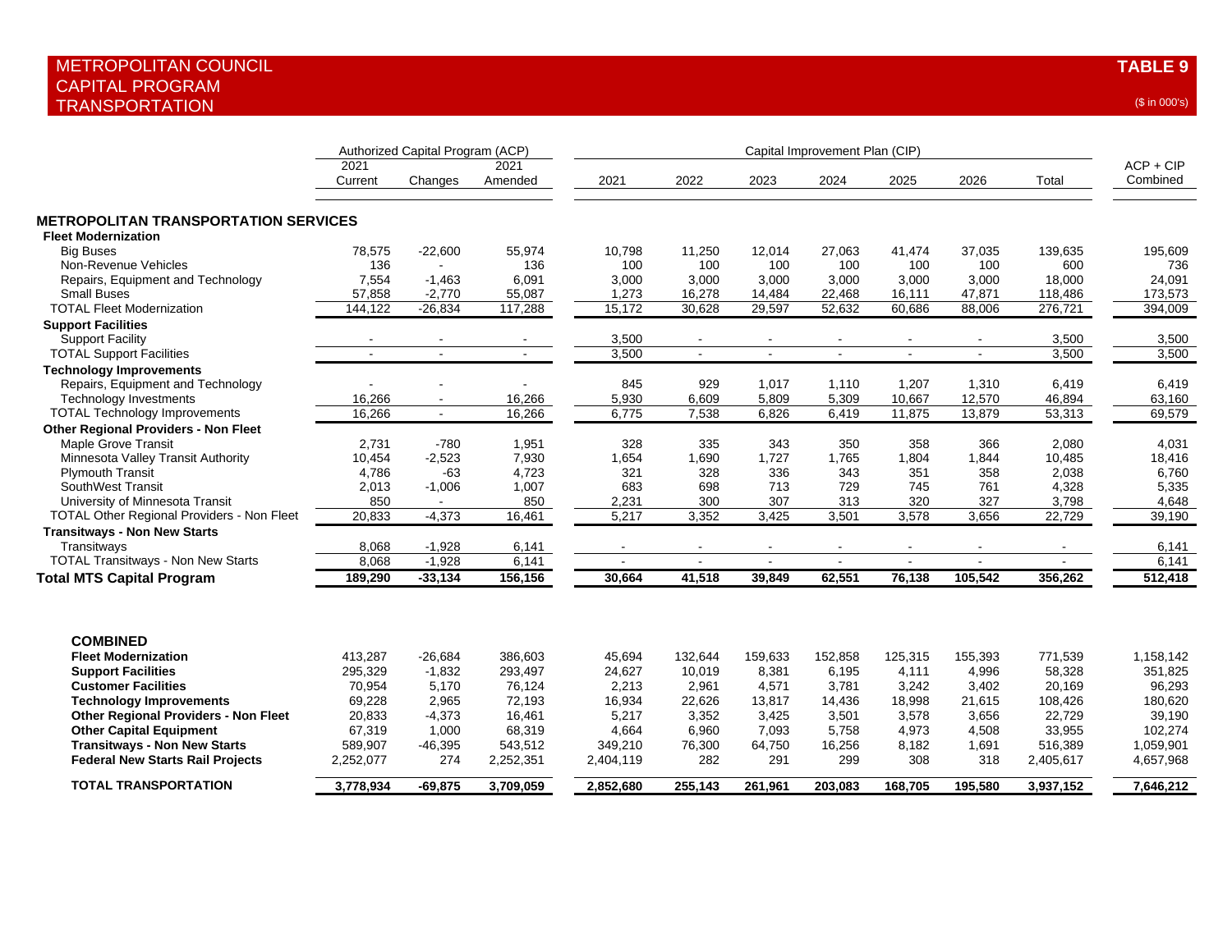# METROPOLITAN COUNCIL
# CAPITAL PROGRAM
# TRANSPORTATION

**TABLE 9**

($ in 000's)

| | Authorized Capital Program (ACP) | | | Capital Improvement Plan (CIP) | | | | | | | |
|---|---|---|---|---|---|---|---|---|---|---|---|
| | 2021 Current | Changes | 2021 Amended | 2021 | 2022 | 2023 | 2024 | 2025 | 2026 | Total | ACP + CIP Combined |
| **METROPOLITAN TRANSPORTATION SERVICES** | | | | | | | | | | | |
| **Fleet Modernization** | | | | | | | | | | | |
| Big Buses | 78,575 | -22,600 | 55,974 | 10,798 | 11,250 | 12,014 | 27,063 | 41,474 | 37,035 | 139,635 | 195,609 |
| Non-Revenue Vehicles | 136 | - | 136 | 100 | 100 | 100 | 100 | 100 | 100 | 600 | 736 |
| Repairs, Equipment and Technology | 7,554 | -1,463 | 6,091 | 3,000 | 3,000 | 3,000 | 3,000 | 3,000 | 3,000 | 18,000 | 24,091 |
| Small Buses | 57,858 | -2,770 | 55,087 | 1,273 | 16,278 | 14,484 | 22,468 | 16,111 | 47,871 | 118,486 | 173,573 |
| TOTAL Fleet Modernization | 144,122 | -26,834 | 117,288 | 15,172 | 30,628 | 29,597 | 52,632 | 60,686 | 88,006 | 276,721 | 394,009 |
| **Support Facilities** | | | | | | | | | | | |
| Support Facility | - | - | - | 3,500 | - | - | - | - | - | 3,500 | 3,500 |
| TOTAL Support Facilities | - | - | - | 3,500 | - | - | - | - | - | 3,500 | 3,500 |
| **Technology Improvements** | | | | | | | | | | | |
| Repairs, Equipment and Technology | - | - | - | 845 | 929 | 1,017 | 1,110 | 1,207 | 1,310 | 6,419 | 6,419 |
| Technology Investments | 16,266 | - | 16,266 | 5,930 | 6,609 | 5,809 | 5,309 | 10,667 | 12,570 | 46,894 | 63,160 |
| TOTAL Technology Improvements | 16,266 | - | 16,266 | 6,775 | 7,538 | 6,826 | 6,419 | 11,875 | 13,879 | 53,313 | 69,579 |
| **Other Regional Providers - Non Fleet** | | | | | | | | | | | |
| Maple Grove Transit | 2,731 | -780 | 1,951 | 328 | 335 | 343 | 350 | 358 | 366 | 2,080 | 4,031 |
| Minnesota Valley Transit Authority | 10,454 | -2,523 | 7,930 | 1,654 | 1,690 | 1,727 | 1,765 | 1,804 | 1,844 | 10,485 | 18,416 |
| Plymouth Transit | 4,786 | -63 | 4,723 | 321 | 328 | 336 | 343 | 351 | 358 | 2,038 | 6,760 |
| SouthWest Transit | 2,013 | -1,006 | 1,007 | 683 | 698 | 713 | 729 | 745 | 761 | 4,328 | 5,335 |
| University of Minnesota Transit | 850 | - | 850 | 2,231 | 300 | 307 | 313 | 320 | 327 | 3,798 | 4,648 |
| TOTAL Other Regional Providers - Non Fleet | 20,833 | -4,373 | 16,461 | 5,217 | 3,352 | 3,425 | 3,501 | 3,578 | 3,656 | 22,729 | 39,190 |
| **Transitways - Non New Starts** | | | | | | | | | | | |
| Transitways | 8,068 | -1,928 | 6,141 | - | - | - | - | - | - | - | 6,141 |
| TOTAL Transitways - Non New Starts | 8,068 | -1,928 | 6,141 | - | - | - | - | - | - | - | 6,141 |
| **Total MTS Capital Program** | **189,290** | **-33,134** | **156,156** | **30,664** | **41,518** | **39,849** | **62,551** | **76,138** | **105,542** | **356,262** | **512,418** |
| | | | | | | | | | | | |
| **COMBINED** | | | | | | | | | | | |
| **Fleet Modernization** | 413,287 | -26,684 | 386,603 | 45,694 | 132,644 | 159,633 | 152,858 | 125,315 | 155,393 | 771,539 | 1,158,142 |
| **Support Facilities** | 295,329 | -1,832 | 293,497 | 24,627 | 10,019 | 8,381 | 6,195 | 4,111 | 4,996 | 58,328 | 351,825 |
| **Customer Facilities** | 70,954 | 5,170 | 76,124 | 2,213 | 2,961 | 4,571 | 3,781 | 3,242 | 3,402 | 20,169 | 96,293 |
| **Technology Improvements** | 69,228 | 2,965 | 72,193 | 16,934 | 22,626 | 13,817 | 14,436 | 18,998 | 21,615 | 108,426 | 180,620 |
| **Other Regional Providers - Non Fleet** | 20,833 | -4,373 | 16,461 | 5,217 | 3,352 | 3,425 | 3,501 | 3,578 | 3,656 | 22,729 | 39,190 |
| **Other Capital Equipment** | 67,319 | 1,000 | 68,319 | 4,664 | 6,960 | 7,093 | 5,758 | 4,973 | 4,508 | 33,955 | 102,274 |
| **Transitways - Non New Starts** | 589,907 | -46,395 | 543,512 | 349,210 | 76,300 | 64,750 | 16,256 | 8,182 | 1,691 | 516,389 | 1,059,901 |
| **Federal New Starts Rail Projects** | 2,252,077 | 274 | 2,252,351 | 2,404,119 | 282 | 291 | 299 | 308 | 318 | 2,405,617 | 4,657,968 |
| **TOTAL TRANSPORTATION** | **3,778,934** | **-69,875** | **3,709,059** | **2,852,680** | **255,143** | **261,961** | **203,083** | **168,705** | **195,580** | **3,937,152** | **7,646,212** |